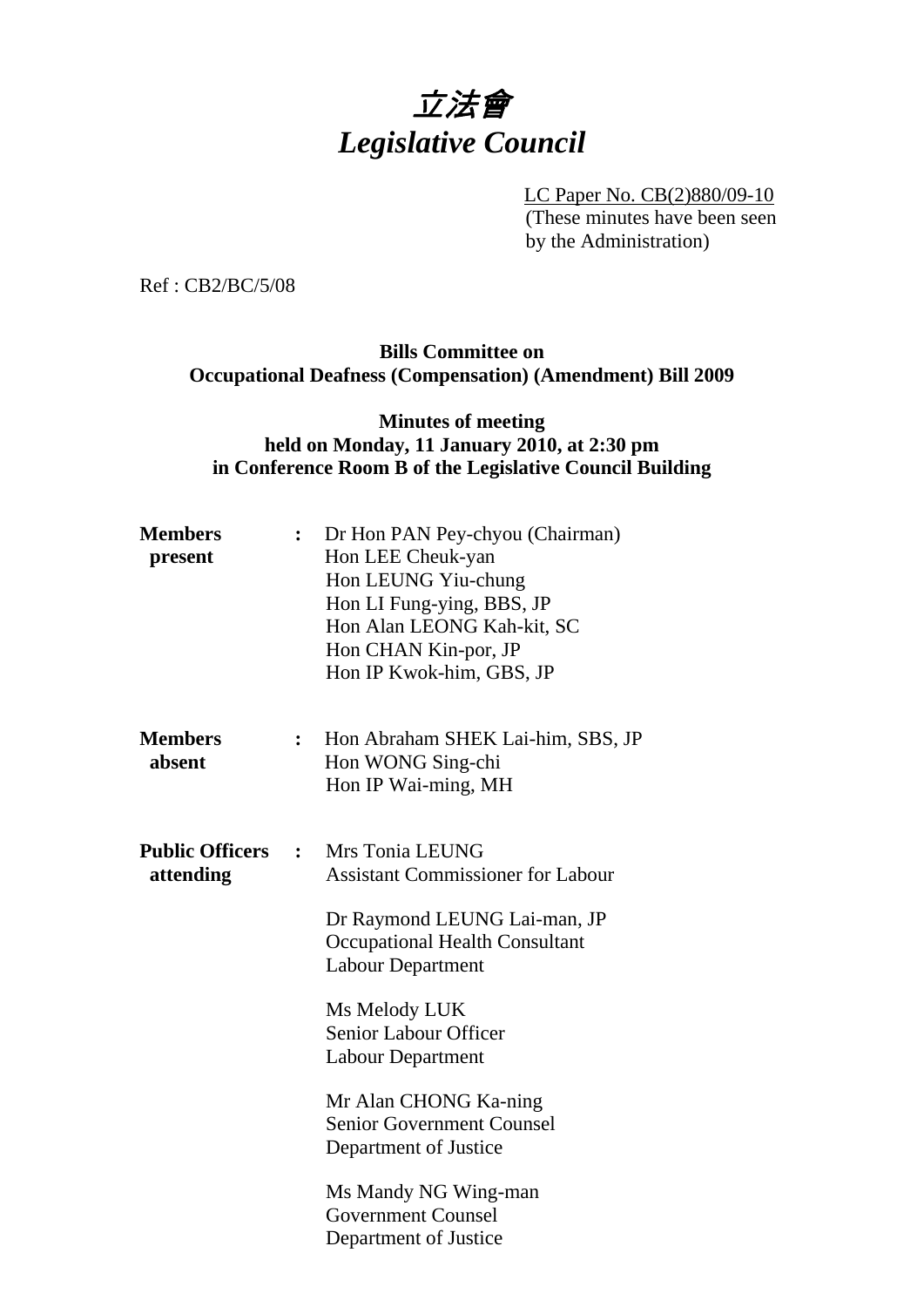# *立法會*
# *Legislative Council*

LC Paper No. CB(2)880/09-10
(These minutes have been seen by the Administration)

Ref : CB2/BC/5/08

**Bills Committee on Occupational Deafness (Compensation) (Amendment) Bill 2009**

**Minutes of meeting held on Monday, 11 January 2010, at 2:30 pm in Conference Room B of the Legislative Council Building**

| | | |
|---|---|---|
| **Members present** | **:** | Dr Hon PAN Pey-chyou (Chairman)<br>Hon LEE Cheuk-yan<br>Hon LEUNG Yiu-chung<br>Hon LI Fung-ying, BBS, JP<br>Hon Alan LEONG Kah-kit, SC<br>Hon CHAN Kin-por, JP<br>Hon IP Kwok-him, GBS, JP |
| **Members absent** | **:** | Hon Abraham SHEK Lai-him, SBS, JP<br>Hon WONG Sing-chi<br>Hon IP Wai-ming, MH |
| **Public Officers attending** | **:** | Mrs Tonia LEUNG<br>Assistant Commissioner for Labour<br><br>Dr Raymond LEUNG Lai-man, JP<br>Occupational Health Consultant<br>Labour Department<br><br>Ms Melody LUK<br>Senior Labour Officer<br>Labour Department<br><br>Mr Alan CHONG Ka-ning<br>Senior Government Counsel<br>Department of Justice<br><br>Ms Mandy NG Wing-man<br>Government Counsel<br>Department of Justice |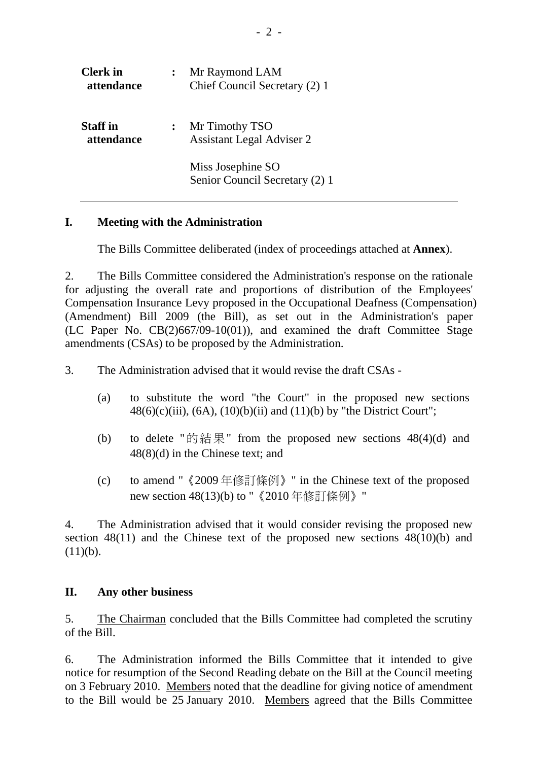| | | |
|---|---|---|
| **Clerk in attendance** | **:** | Mr Raymond LAM<br>Chief Council Secretary (2) 1 |
| **Staff in attendance** | **:** | Mr Timothy TSO<br>Assistant Legal Adviser 2<br><br>Miss Josephine SO<br>Senior Council Secretary (2) 1 |

---

## I. Meeting with the Administration

The Bills Committee deliberated (index of proceedings attached at **Annex**).

2. The Bills Committee considered the Administration's response on the rationale for adjusting the overall rate and proportions of distribution of the Employees' Compensation Insurance Levy proposed in the Occupational Deafness (Compensation) (Amendment) Bill 2009 (the Bill), as set out in the Administration's paper (LC Paper No. CB(2)667/09-10(01)), and examined the draft Committee Stage amendments (CSAs) to be proposed by the Administration.

3. The Administration advised that it would revise the draft CSAs -

   (a) to substitute the word "the Court" in the proposed new sections 48(6)(c)(iii), (6A), (10)(b)(ii) and (11)(b) by "the District Court";

   (b) to delete "的結果" from the proposed new sections 48(4)(d) and 48(8)(d) in the Chinese text; and

   (c) to amend "《2009 年修訂條例》" in the Chinese text of the proposed new section 48(13)(b) to "《2010 年修訂條例》"

4. The Administration advised that it would consider revising the proposed new section 48(11) and the Chinese text of the proposed new sections 48(10)(b) and (11)(b).

## II. Any other business

5. The Chairman concluded that the Bills Committee had completed the scrutiny of the Bill.

6. The Administration informed the Bills Committee that it intended to give notice for resumption of the Second Reading debate on the Bill at the Council meeting on 3 February 2010. Members noted that the deadline for giving notice of amendment to the Bill would be 25 January 2010. Members agreed that the Bills Committee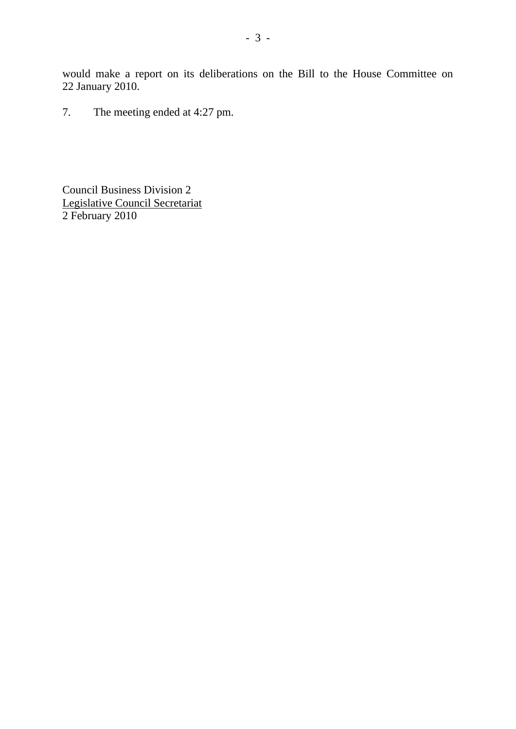would make a report on its deliberations on the Bill to the House Committee on 22 January 2010.

7. The meeting ended at 4:27 pm.

Council Business Division 2
Legislative Council Secretariat
2 February 2010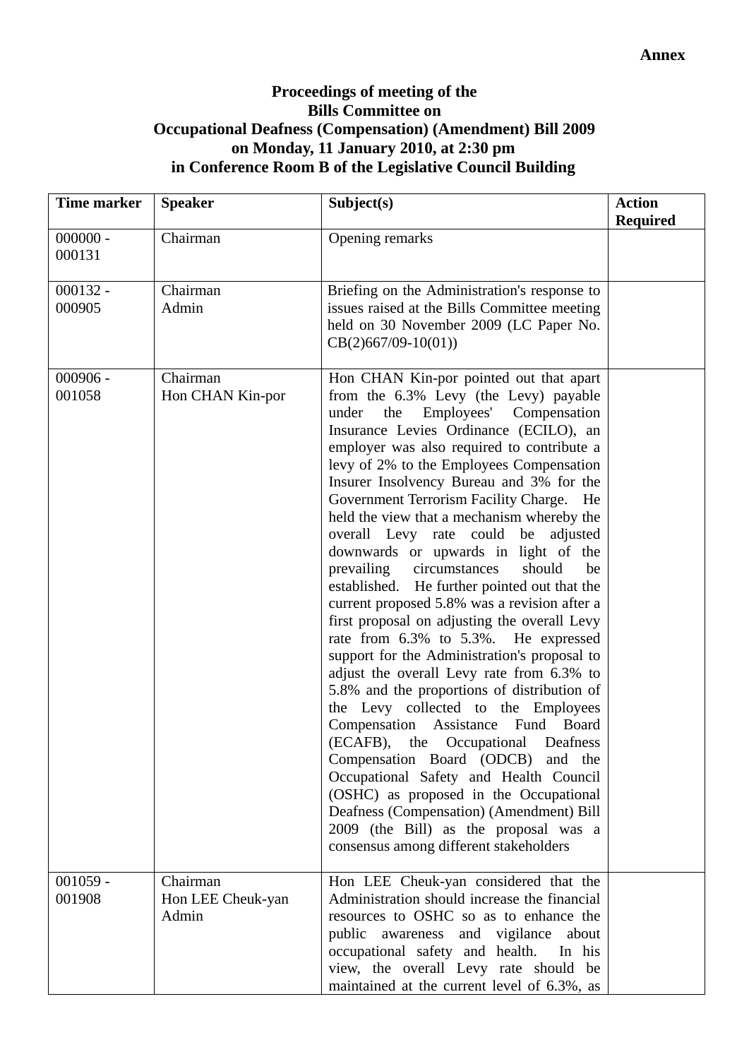**Annex**

**Proceedings of meeting of the**
**Bills Committee on**
**Occupational Deafness (Compensation) (Amendment) Bill 2009**
**on Monday, 11 January 2010, at 2:30 pm**
**in Conference Room B of the Legislative Council Building**

| Time marker | Speaker | Subject(s) | Action Required |
|---|---|---|---|
| 000000 - 000131 | Chairman | Opening remarks | |
| 000132 - 000905 | Chairman<br>Admin | Briefing on the Administration's response to issues raised at the Bills Committee meeting held on 30 November 2009 (LC Paper No. CB(2)667/09-10(01)) | |
| 000906 - 001058 | Chairman<br>Hon CHAN Kin-por | Hon CHAN Kin-por pointed out that apart from the 6.3% Levy (the Levy) payable under the Employees' Compensation Insurance Levies Ordinance (ECILO), an employer was also required to contribute a levy of 2% to the Employees Compensation Insurer Insolvency Bureau and 3% for the Government Terrorism Facility Charge. He held the view that a mechanism whereby the overall Levy rate could be adjusted downwards or upwards in light of the prevailing circumstances should be established. He further pointed out that the current proposed 5.8% was a revision after a first proposal on adjusting the overall Levy rate from 6.3% to 5.3%. He expressed support for the Administration's proposal to adjust the overall Levy rate from 6.3% to 5.8% and the proportions of distribution of the Levy collected to the Employees Compensation Assistance Fund Board (ECAFB), the Occupational Deafness Compensation Board (ODCB) and the Occupational Safety and Health Council (OSHC) as proposed in the Occupational Deafness (Compensation) (Amendment) Bill 2009 (the Bill) as the proposal was a consensus among different stakeholders | |
| 001059 - 001908 | Chairman<br>Hon LEE Cheuk-yan<br>Admin | Hon LEE Cheuk-yan considered that the Administration should increase the financial resources to OSHC so as to enhance the public awareness and vigilance about occupational safety and health. In his view, the overall Levy rate should be maintained at the current level of 6.3%, as | |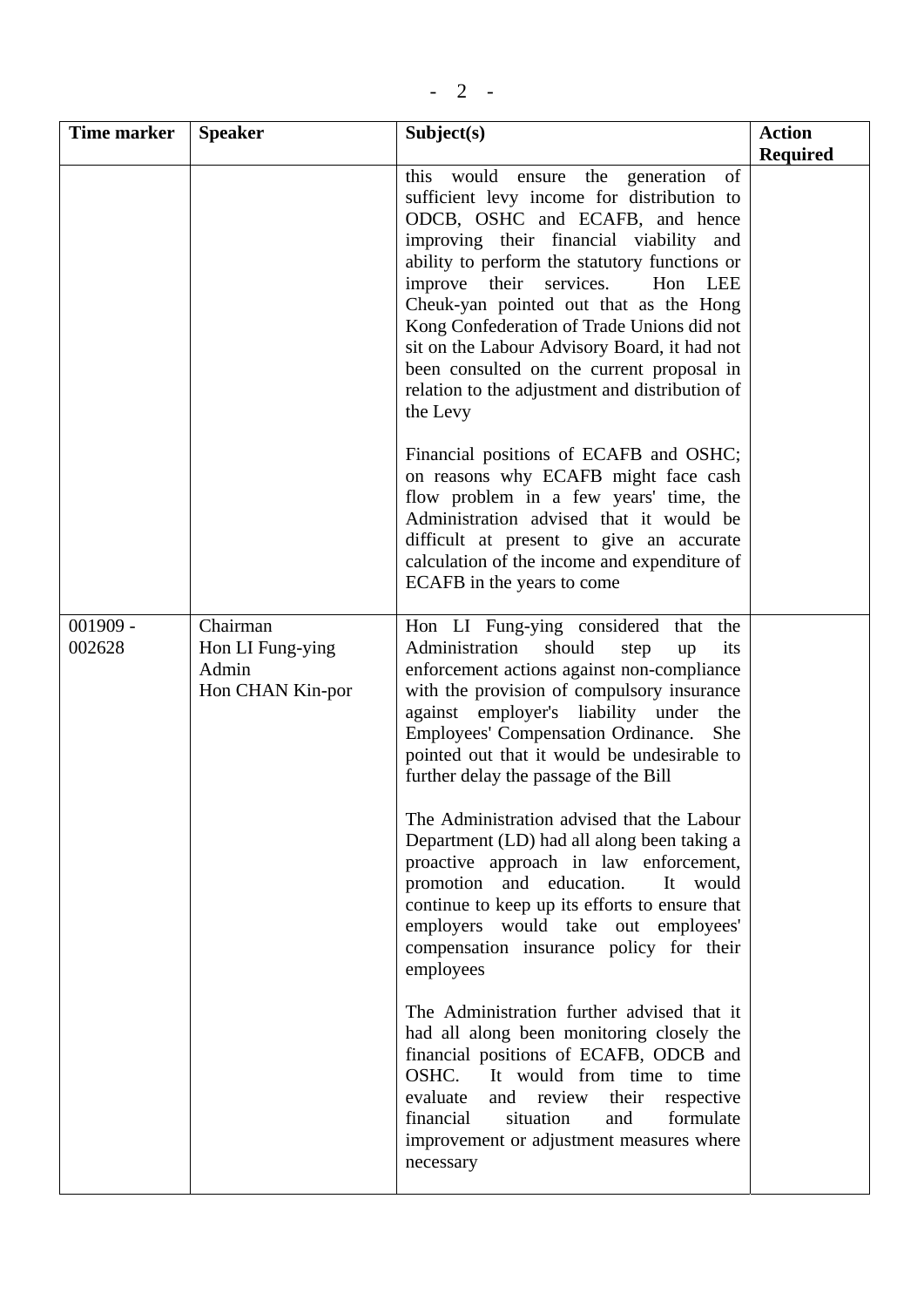| Time marker | Speaker | Subject(s) | Action Required |
|---|---|---|---|
| | | this would ensure the generation of sufficient levy income for distribution to ODCB, OSHC and ECAFB, and hence improving their financial viability and ability to perform the statutory functions or improve their services. Hon LEE Cheuk-yan pointed out that as the Hong Kong Confederation of Trade Unions did not sit on the Labour Advisory Board, it had not been consulted on the current proposal in relation to the adjustment and distribution of the Levy<br><br>Financial positions of ECAFB and OSHC; on reasons why ECAFB might face cash flow problem in a few years' time, the Administration advised that it would be difficult at present to give an accurate calculation of the income and expenditure of ECAFB in the years to come | |
| 001909 - 002628 | Chairman<br>Hon LI Fung-ying<br>Admin<br>Hon CHAN Kin-por | Hon LI Fung-ying considered that the Administration should step up its enforcement actions against non-compliance with the provision of compulsory insurance against employer's liability under the Employees' Compensation Ordinance. She pointed out that it would be undesirable to further delay the passage of the Bill<br><br>The Administration advised that the Labour Department (LD) had all along been taking a proactive approach in law enforcement, promotion and education. It would continue to keep up its efforts to ensure that employers would take out employees' compensation insurance policy for their employees<br><br>The Administration further advised that it had all along been monitoring closely the financial positions of ECAFB, ODCB and OSHC. It would from time to time evaluate and review their respective financial situation and formulate improvement or adjustment measures where necessary | |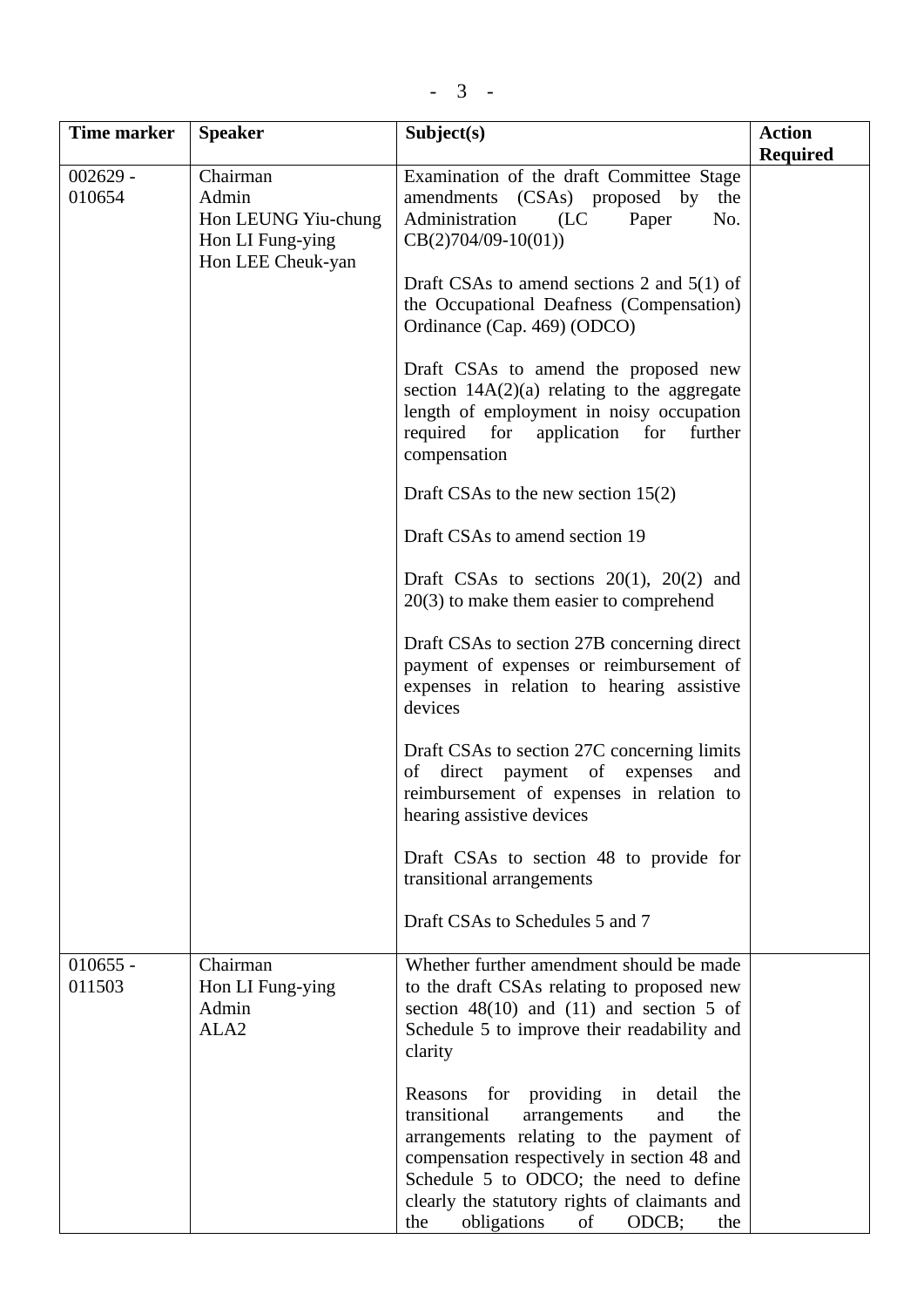| Time marker | Speaker | Subject(s) | Action Required |
|---|---|---|---|
| 002629 - 010654 | Chairman<br>Admin<br>Hon LEUNG Yiu-chung<br>Hon LI Fung-ying<br>Hon LEE Cheuk-yan | Examination of the draft Committee Stage amendments (CSAs) proposed by the Administration (LC Paper No. CB(2)704/09-10(01))<br><br>Draft CSAs to amend sections 2 and 5(1) of the Occupational Deafness (Compensation) Ordinance (Cap. 469) (ODCO)<br><br>Draft CSAs to amend the proposed new section 14A(2)(a) relating to the aggregate length of employment in noisy occupation required for application for further compensation<br><br>Draft CSAs to the new section 15(2)<br><br>Draft CSAs to amend section 19<br><br>Draft CSAs to sections 20(1), 20(2) and 20(3) to make them easier to comprehend<br><br>Draft CSAs to section 27B concerning direct payment of expenses or reimbursement of expenses in relation to hearing assistive devices<br><br>Draft CSAs to section 27C concerning limits of direct payment of expenses and reimbursement of expenses in relation to hearing assistive devices<br><br>Draft CSAs to section 48 to provide for transitional arrangements<br><br>Draft CSAs to Schedules 5 and 7 | |
| 010655 - 011503 | Chairman<br>Hon LI Fung-ying<br>Admin<br>ALA2 | Whether further amendment should be made to the draft CSAs relating to proposed new section 48(10) and (11) and section 5 of Schedule 5 to improve their readability and clarity<br><br>Reasons for providing in detail the transitional arrangements and the arrangements relating to the payment of compensation respectively in section 48 and Schedule 5 to ODCO; the need to define clearly the statutory rights of claimants and the obligations of ODCB; the | |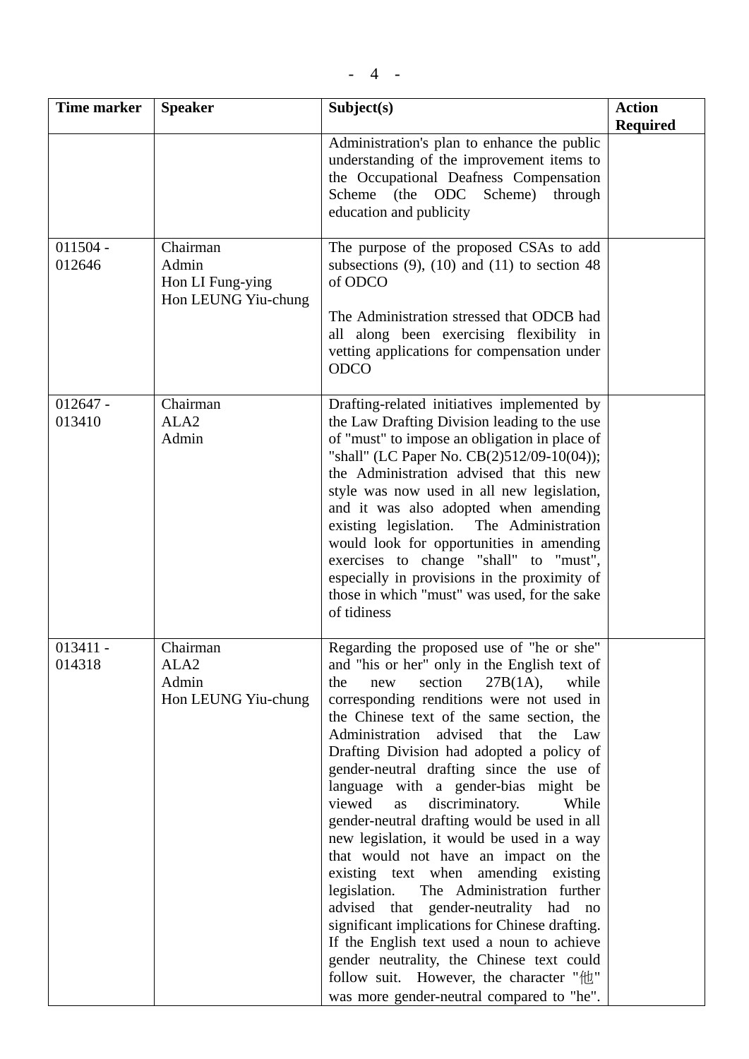| Time marker | Speaker | Subject(s) | Action Required |
|---|---|---|---|
| | | Administration's plan to enhance the public understanding of the improvement items to the Occupational Deafness Compensation Scheme (the ODC Scheme) through education and publicity | |
| 011504 - 012646 | Chairman<br>Admin<br>Hon LI Fung-ying<br>Hon LEUNG Yiu-chung | The purpose of the proposed CSAs to add subsections (9), (10) and (11) to section 48 of ODCO<br><br>The Administration stressed that ODCB had all along been exercising flexibility in vetting applications for compensation under ODCO | |
| 012647 - 013410 | Chairman<br>ALA2<br>Admin | Drafting-related initiatives implemented by the Law Drafting Division leading to the use of "must" to impose an obligation in place of "shall" (LC Paper No. CB(2)512/09-10(04)); the Administration advised that this new style was now used in all new legislation, and it was also adopted when amending existing legislation. The Administration would look for opportunities in amending exercises to change "shall" to "must", especially in provisions in the proximity of those in which "must" was used, for the sake of tidiness | |
| 013411 - 014318 | Chairman<br>ALA2<br>Admin<br>Hon LEUNG Yiu-chung | Regarding the proposed use of "he or she" and "his or her" only in the English text of the new section 27B(1A), while corresponding renditions were not used in the Chinese text of the same section, the Administration advised that the Law Drafting Division had adopted a policy of gender-neutral drafting since the use of language with a gender-bias might be viewed as discriminatory. While gender-neutral drafting would be used in all new legislation, it would be used in a way that would not have an impact on the existing text when amending existing legislation. The Administration further advised that gender-neutrality had no significant implications for Chinese drafting. If the English text used a noun to achieve gender neutrality, the Chinese text could follow suit. However, the character "他" was more gender-neutral compared to "he". | |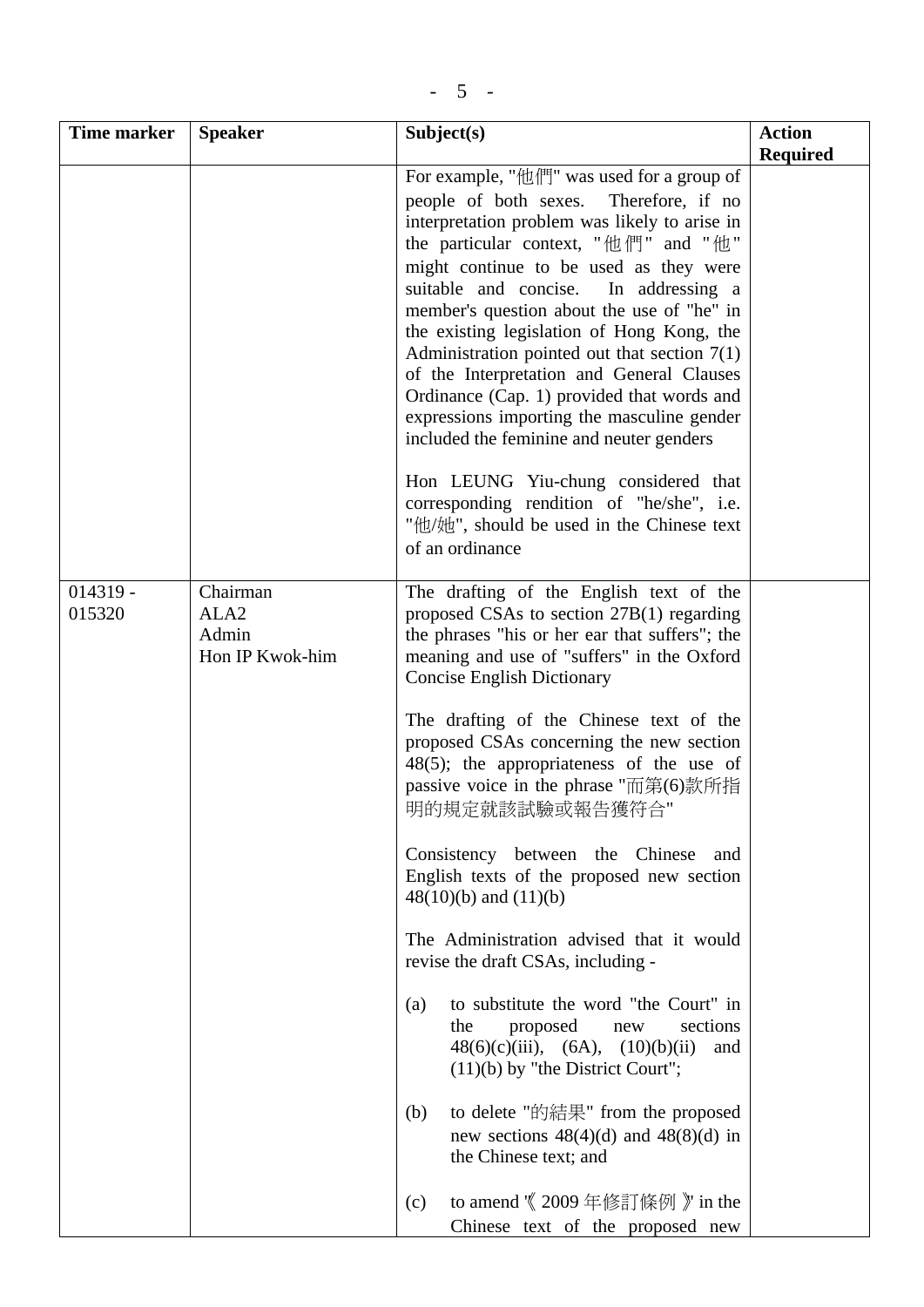| Time marker | Speaker | Subject(s) | Action Required |
|---|---|---|---|
| | | For example, "他們" was used for a group of people of both sexes. Therefore, if no interpretation problem was likely to arise in the particular context, "他們" and "他" might continue to be used as they were suitable and concise. In addressing a member's question about the use of "he" in the existing legislation of Hong Kong, the Administration pointed out that section 7(1) of the Interpretation and General Clauses Ordinance (Cap. 1) provided that words and expressions importing the masculine gender included the feminine and neuter genders<br><br>Hon LEUNG Yiu-chung considered that corresponding rendition of "he/she", i.e. "他/她", should be used in the Chinese text of an ordinance | |
| 014319 - 015320 | Chairman<br>ALA2<br>Admin<br>Hon IP Kwok-him | The drafting of the English text of the proposed CSAs to section 27B(1) regarding the phrases "his or her ear that suffers"; the meaning and use of "suffers" in the Oxford Concise English Dictionary<br><br>The drafting of the Chinese text of the proposed CSAs concerning the new section 48(5); the appropriateness of the use of passive voice in the phrase "而第(6)款所指明的規定就該試驗或報告獲符合"<br><br>Consistency between the Chinese and English texts of the proposed new section 48(10)(b) and (11)(b)<br><br>The Administration advised that it would revise the draft CSAs, including -<br><br>(a) to substitute the word "the Court" in the proposed new sections 48(6)(c)(iii), (6A), (10)(b)(ii) and (11)(b) by "the District Court";<br><br>(b) to delete "的結果" from the proposed new sections 48(4)(d) and 48(8)(d) in the Chinese text; and<br><br>(c) to amend "《2009 年修訂條例》" in the Chinese text of the proposed new | |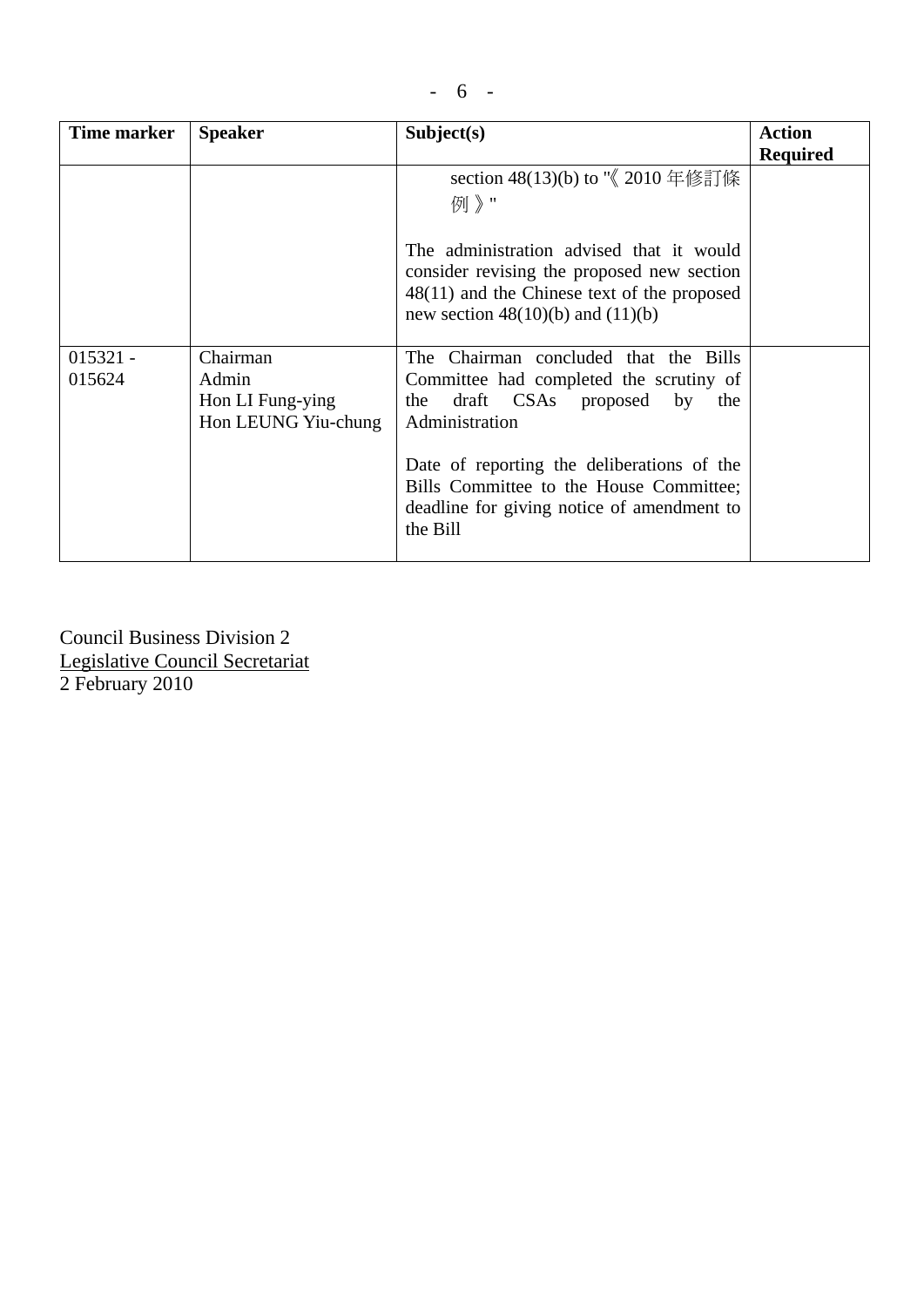| Time marker | Speaker | Subject(s) | Action Required |
|---|---|---|---|
| | | section 48(13)(b) to "《2010 年修訂條例》"<br><br>The administration advised that it would consider revising the proposed new section 48(11) and the Chinese text of the proposed new section 48(10)(b) and (11)(b) | |
| 015321 - 015624 | Chairman<br>Admin<br>Hon LI Fung-ying<br>Hon LEUNG Yiu-chung | The Chairman concluded that the Bills Committee had completed the scrutiny of the draft CSAs proposed by the Administration<br><br>Date of reporting the deliberations of the Bills Committee to the House Committee; deadline for giving notice of amendment to the Bill | |

Council Business Division 2
Legislative Council Secretariat
2 February 2010